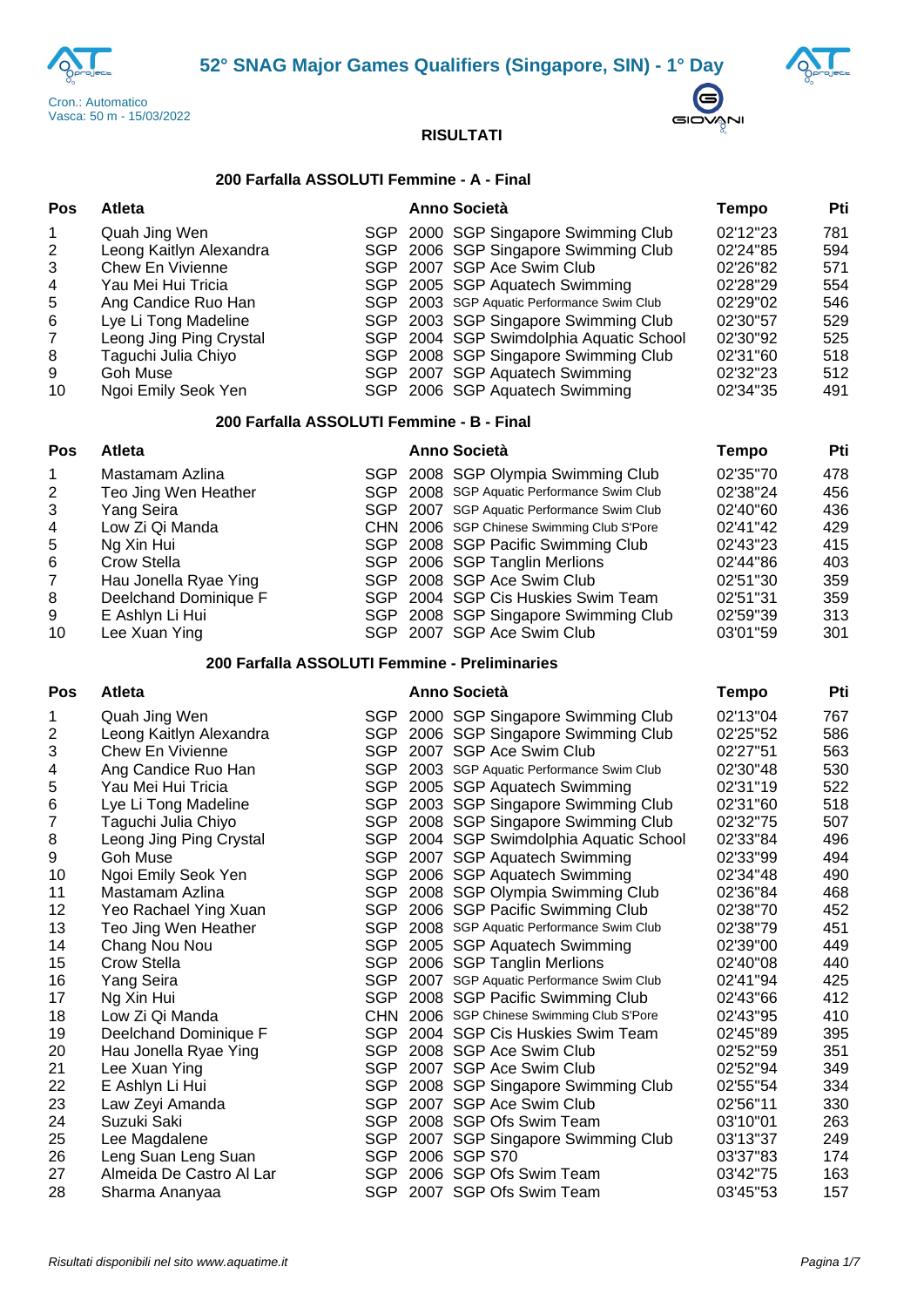# 52° SNAG Major Games Qualifiers (Singapore, SIN) - 1° Day

Cron.: Automatico
Vasca: 50 m - 15/03/2022

**RISULTATI**

### 200 Farfalla ASSOLUTI Femmine - A - Final

| Pos | Atleta | | Anno | Società | Tempo | Pti |
|---|---|---|---|---|---|---|
| 1 | Quah Jing Wen | SGP | 2000 | SGP Singapore Swimming Club | 02'12"23 | 781 |
| 2 | Leong Kaitlyn Alexandra | SGP | 2006 | SGP Singapore Swimming Club | 02'24"85 | 594 |
| 3 | Chew En Vivienne | SGP | 2007 | SGP Ace Swim Club | 02'26"82 | 571 |
| 4 | Yau Mei Hui Tricia | SGP | 2005 | SGP Aquatech Swimming | 02'28"29 | 554 |
| 5 | Ang Candice Ruo Han | SGP | 2003 | SGP Aquatic Performance Swim Club | 02'29"02 | 546 |
| 6 | Lye Li Tong Madeline | SGP | 2003 | SGP Singapore Swimming Club | 02'30"57 | 529 |
| 7 | Leong Jing Ping Crystal | SGP | 2004 | SGP Swimdolphia Aquatic School | 02'30"92 | 525 |
| 8 | Taguchi Julia Chiyo | SGP | 2008 | SGP Singapore Swimming Club | 02'31"60 | 518 |
| 9 | Goh Muse | SGP | 2007 | SGP Aquatech Swimming | 02'32"23 | 512 |
| 10 | Ngoi Emily Seok Yen | SGP | 2006 | SGP Aquatech Swimming | 02'34"35 | 491 |

### 200 Farfalla ASSOLUTI Femmine - B - Final

| Pos | Atleta | | Anno | Società | Tempo | Pti |
|---|---|---|---|---|---|---|
| 1 | Mastamam Azlina | SGP | 2008 | SGP Olympia Swimming Club | 02'35"70 | 478 |
| 2 | Teo Jing Wen Heather | SGP | 2008 | SGP Aquatic Performance Swim Club | 02'38"24 | 456 |
| 3 | Yang Seira | SGP | 2007 | SGP Aquatic Performance Swim Club | 02'40"60 | 436 |
| 4 | Low Zi Qi Manda | CHN | 2006 | SGP Chinese Swimming Club S'Pore | 02'41"42 | 429 |
| 5 | Ng Xin Hui | SGP | 2008 | SGP Pacific Swimming Club | 02'43"23 | 415 |
| 6 | Crow Stella | SGP | 2006 | SGP Tanglin Merlions | 02'44"86 | 403 |
| 7 | Hau Jonella Ryae Ying | SGP | 2008 | SGP Ace Swim Club | 02'51"30 | 359 |
| 8 | Deelchand Dominique F | SGP | 2004 | SGP Cis Huskies Swim Team | 02'51"31 | 359 |
| 9 | E Ashlyn Li Hui | SGP | 2008 | SGP Singapore Swimming Club | 02'59"39 | 313 |
| 10 | Lee Xuan Ying | SGP | 2007 | SGP Ace Swim Club | 03'01"59 | 301 |

### 200 Farfalla ASSOLUTI Femmine - Preliminaries

| Pos | Atleta | | Anno | Società | Tempo | Pti |
|---|---|---|---|---|---|---|
| 1 | Quah Jing Wen | SGP | 2000 | SGP Singapore Swimming Club | 02'13"04 | 767 |
| 2 | Leong Kaitlyn Alexandra | SGP | 2006 | SGP Singapore Swimming Club | 02'25"52 | 586 |
| 3 | Chew En Vivienne | SGP | 2007 | SGP Ace Swim Club | 02'27"51 | 563 |
| 4 | Ang Candice Ruo Han | SGP | 2003 | SGP Aquatic Performance Swim Club | 02'30"48 | 530 |
| 5 | Yau Mei Hui Tricia | SGP | 2005 | SGP Aquatech Swimming | 02'31"19 | 522 |
| 6 | Lye Li Tong Madeline | SGP | 2003 | SGP Singapore Swimming Club | 02'31"60 | 518 |
| 7 | Taguchi Julia Chiyo | SGP | 2008 | SGP Singapore Swimming Club | 02'32"75 | 507 |
| 8 | Leong Jing Ping Crystal | SGP | 2004 | SGP Swimdolphia Aquatic School | 02'33"84 | 496 |
| 9 | Goh Muse | SGP | 2007 | SGP Aquatech Swimming | 02'33"99 | 494 |
| 10 | Ngoi Emily Seok Yen | SGP | 2006 | SGP Aquatech Swimming | 02'34"48 | 490 |
| 11 | Mastamam Azlina | SGP | 2008 | SGP Olympia Swimming Club | 02'36"84 | 468 |
| 12 | Yeo Rachael Ying Xuan | SGP | 2006 | SGP Pacific Swimming Club | 02'38"70 | 452 |
| 13 | Teo Jing Wen Heather | SGP | 2008 | SGP Aquatic Performance Swim Club | 02'38"79 | 451 |
| 14 | Chang Nou Nou | SGP | 2005 | SGP Aquatech Swimming | 02'39"00 | 449 |
| 15 | Crow Stella | SGP | 2006 | SGP Tanglin Merlions | 02'40"08 | 440 |
| 16 | Yang Seira | SGP | 2007 | SGP Aquatic Performance Swim Club | 02'41"94 | 425 |
| 17 | Ng Xin Hui | SGP | 2008 | SGP Pacific Swimming Club | 02'43"66 | 412 |
| 18 | Low Zi Qi Manda | CHN | 2006 | SGP Chinese Swimming Club S'Pore | 02'43"95 | 410 |
| 19 | Deelchand Dominique F | SGP | 2004 | SGP Cis Huskies Swim Team | 02'45"89 | 395 |
| 20 | Hau Jonella Ryae Ying | SGP | 2008 | SGP Ace Swim Club | 02'52"59 | 351 |
| 21 | Lee Xuan Ying | SGP | 2007 | SGP Ace Swim Club | 02'52"94 | 349 |
| 22 | E Ashlyn Li Hui | SGP | 2008 | SGP Singapore Swimming Club | 02'55"54 | 334 |
| 23 | Law Zeyi Amanda | SGP | 2007 | SGP Ace Swim Club | 02'56"11 | 330 |
| 24 | Suzuki Saki | SGP | 2008 | SGP Ofs Swim Team | 03'10"01 | 263 |
| 25 | Lee Magdalene | SGP | 2007 | SGP Singapore Swimming Club | 03'13"37 | 249 |
| 26 | Leng Suan Leng Suan | SGP | 2006 | SGP S70 | 03'37"83 | 174 |
| 27 | Almeida De Castro Al Lar | SGP | 2006 | SGP Ofs Swim Team | 03'42"75 | 163 |
| 28 | Sharma Ananyaa | SGP | 2007 | SGP Ofs Swim Team | 03'45"53 | 157 |

*Risultati disponibili nel sito www.aquatime.it*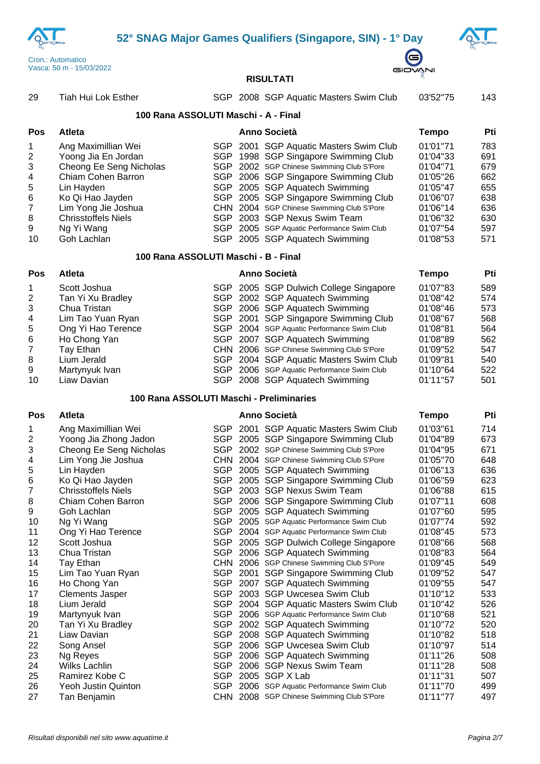| 29 | Tiah Hui Lok Esther | SGP | 2008 | SGP Aquatic Masters Swim Club | 03'52"75 | 143 |
|---|---|---|---|---|---|---|

### 100 Rana ASSOLUTI Maschi - A - Final

| Pos | Atleta | | Anno | Società | Tempo | Pti |
|---|---|---|---|---|---|---|
| 1 | Ang Maximillian Wei | SGP | 2001 | SGP Aquatic Masters Swim Club | 01'01"71 | 783 |
| 2 | Yoong Jia En Jordan | SGP | 1998 | SGP Singapore Swimming Club | 01'04"33 | 691 |
| 3 | Cheong Ee Seng Nicholas | SGP | 2002 | SGP Chinese Swimming Club S'Pore | 01'04"71 | 679 |
| 4 | Chiam Cohen Barron | SGP | 2006 | SGP Singapore Swimming Club | 01'05"26 | 662 |
| 5 | Lin Hayden | SGP | 2005 | SGP Aquatech Swimming | 01'05"47 | 655 |
| 6 | Ko Qi Hao Jayden | SGP | 2005 | SGP Singapore Swimming Club | 01'06"07 | 638 |
| 7 | Lim Yong Jie Joshua | CHN | 2004 | SGP Chinese Swimming Club S'Pore | 01'06"14 | 636 |
| 8 | Chrisstoffels Niels | SGP | 2003 | SGP Nexus Swim Team | 01'06"32 | 630 |
| 9 | Ng Yi Wang | SGP | 2005 | SGP Aquatic Performance Swim Club | 01'07"54 | 597 |
| 10 | Goh Lachlan | SGP | 2005 | SGP Aquatech Swimming | 01'08"53 | 571 |

### 100 Rana ASSOLUTI Maschi - B - Final

| Pos | Atleta | | Anno | Società | Tempo | Pti |
|---|---|---|---|---|---|---|
| 1 | Scott Joshua | SGP | 2005 | SGP Dulwich College Singapore | 01'07"83 | 589 |
| 2 | Tan Yi Xu Bradley | SGP | 2002 | SGP Aquatech Swimming | 01'08"42 | 574 |
| 3 | Chua Tristan | SGP | 2006 | SGP Aquatech Swimming | 01'08"46 | 573 |
| 4 | Lim Tao Yuan Ryan | SGP | 2001 | SGP Singapore Swimming Club | 01'08"67 | 568 |
| 5 | Ong Yi Hao Terence | SGP | 2004 | SGP Aquatic Performance Swim Club | 01'08"81 | 564 |
| 6 | Ho Chong Yan | SGP | 2007 | SGP Aquatech Swimming | 01'08"89 | 562 |
| 7 | Tay Ethan | CHN | 2006 | SGP Chinese Swimming Club S'Pore | 01'09"52 | 547 |
| 8 | Lium Jerald | SGP | 2004 | SGP Aquatic Masters Swim Club | 01'09"81 | 540 |
| 9 | Martynyuk Ivan | SGP | 2006 | SGP Aquatic Performance Swim Club | 01'10"64 | 522 |
| 10 | Liaw Davian | SGP | 2008 | SGP Aquatech Swimming | 01'11"57 | 501 |

### 100 Rana ASSOLUTI Maschi - Preliminaries

| Pos | Atleta | | Anno | Società | Tempo | Pti |
|---|---|---|---|---|---|---|
| 1 | Ang Maximillian Wei | SGP | 2001 | SGP Aquatic Masters Swim Club | 01'03"61 | 714 |
| 2 | Yoong Jia Zhong Jadon | SGP | 2005 | SGP Singapore Swimming Club | 01'04"89 | 673 |
| 3 | Cheong Ee Seng Nicholas | SGP | 2002 | SGP Chinese Swimming Club S'Pore | 01'04"95 | 671 |
| 4 | Lim Yong Jie Joshua | CHN | 2004 | SGP Chinese Swimming Club S'Pore | 01'05"70 | 648 |
| 5 | Lin Hayden | SGP | 2005 | SGP Aquatech Swimming | 01'06"13 | 636 |
| 6 | Ko Qi Hao Jayden | SGP | 2005 | SGP Singapore Swimming Club | 01'06"59 | 623 |
| 7 | Chrisstoffels Niels | SGP | 2003 | SGP Nexus Swim Team | 01'06"88 | 615 |
| 8 | Chiam Cohen Barron | SGP | 2006 | SGP Singapore Swimming Club | 01'07"11 | 608 |
| 9 | Goh Lachlan | SGP | 2005 | SGP Aquatech Swimming | 01'07"60 | 595 |
| 10 | Ng Yi Wang | SGP | 2005 | SGP Aquatic Performance Swim Club | 01'07"74 | 592 |
| 11 | Ong Yi Hao Terence | SGP | 2004 | SGP Aquatic Performance Swim Club | 01'08"45 | 573 |
| 12 | Scott Joshua | SGP | 2005 | SGP Dulwich College Singapore | 01'08"66 | 568 |
| 13 | Chua Tristan | SGP | 2006 | SGP Aquatech Swimming | 01'08"83 | 564 |
| 14 | Tay Ethan | CHN | 2006 | SGP Chinese Swimming Club S'Pore | 01'09"45 | 549 |
| 15 | Lim Tao Yuan Ryan | SGP | 2001 | SGP Singapore Swimming Club | 01'09"52 | 547 |
| 16 | Ho Chong Yan | SGP | 2007 | SGP Aquatech Swimming | 01'09"55 | 547 |
| 17 | Clements Jasper | SGP | 2003 | SGP Uwcesea Swim Club | 01'10"12 | 533 |
| 18 | Lium Jerald | SGP | 2004 | SGP Aquatic Masters Swim Club | 01'10"42 | 526 |
| 19 | Martynyuk Ivan | SGP | 2006 | SGP Aquatic Performance Swim Club | 01'10"68 | 521 |
| 20 | Tan Yi Xu Bradley | SGP | 2002 | SGP Aquatech Swimming | 01'10"72 | 520 |
| 21 | Liaw Davian | SGP | 2008 | SGP Aquatech Swimming | 01'10"82 | 518 |
| 22 | Song Ansel | SGP | 2006 | SGP Uwcesea Swim Club | 01'10"97 | 514 |
| 23 | Ng Reyes | SGP | 2006 | SGP Aquatech Swimming | 01'11"26 | 508 |
| 24 | Wilks Lachlin | SGP | 2006 | SGP Nexus Swim Team | 01'11"28 | 508 |
| 25 | Ramirez Kobe C | SGP | 2005 | SGP X Lab | 01'11"31 | 507 |
| 26 | Yeoh Justin Quinton | SGP | 2006 | SGP Aquatic Performance Swim Club | 01'11"70 | 499 |
| 27 | Tan Benjamin | CHN | 2008 | SGP Chinese Swimming Club S'Pore | 01'11"77 | 497 |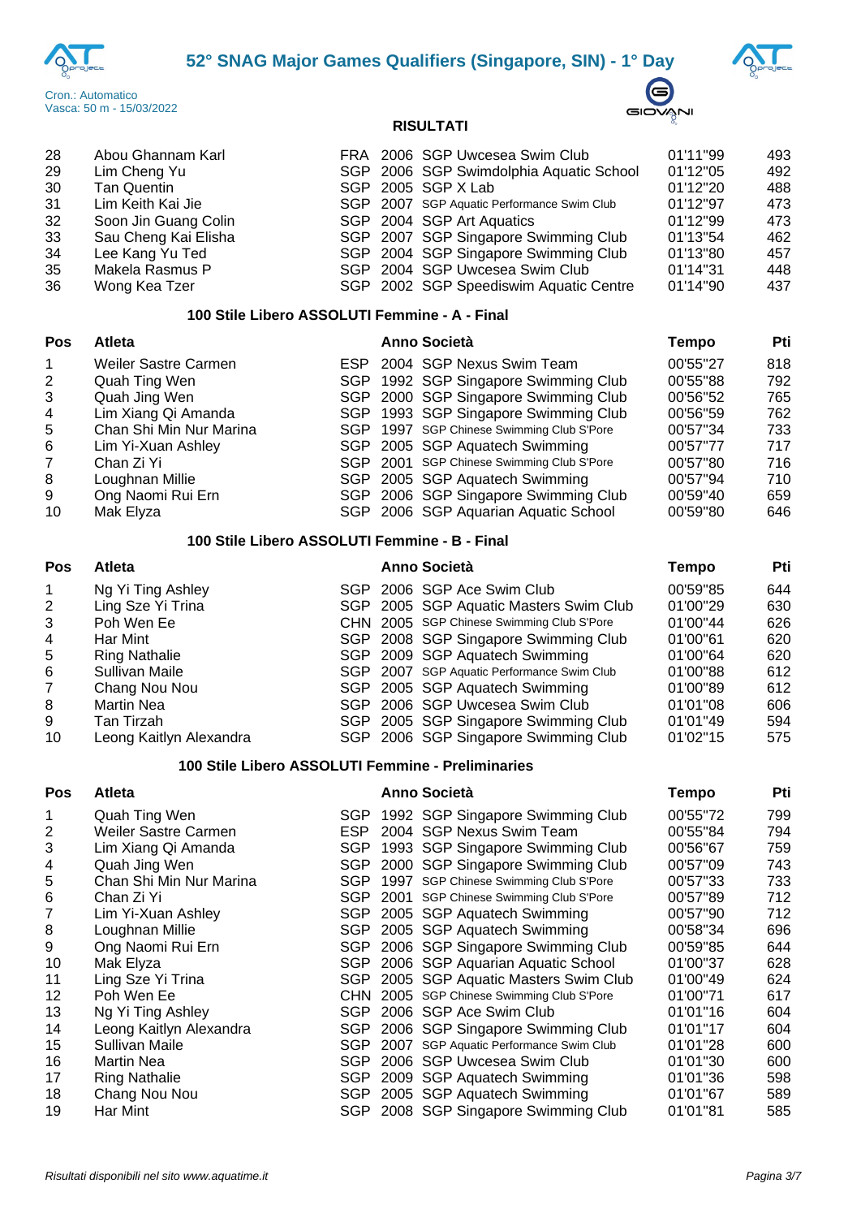# 52° SNAG Major Games Qualifiers (Singapore, SIN) - 1° Day

Cron.: Automatico
Vasca: 50 m - 15/03/2022

**RISULTATI**

| Pos | Atleta | | Anno | Società | Tempo | Pti |
|---|---|---|---|---|---|---|
| 28 | Abou Ghannam Karl | FRA | 2006 | SGP Uwcesea Swim Club | 01'11"99 | 493 |
| 29 | Lim Cheng Yu | SGP | 2006 | SGP Swimdolphia Aquatic School | 01'12"05 | 492 |
| 30 | Tan Quentin | SGP | 2005 | SGP X Lab | 01'12"20 | 488 |
| 31 | Lim Keith Kai Jie | SGP | 2007 | SGP Aquatic Performance Swim Club | 01'12"97 | 473 |
| 32 | Soon Jin Guang Colin | SGP | 2004 | SGP Art Aquatics | 01'12"99 | 473 |
| 33 | Sau Cheng Kai Elisha | SGP | 2007 | SGP Singapore Swimming Club | 01'13"54 | 462 |
| 34 | Lee Kang Yu Ted | SGP | 2004 | SGP Singapore Swimming Club | 01'13"80 | 457 |
| 35 | Makela Rasmus P | SGP | 2004 | SGP Uwcesea Swim Club | 01'14"31 | 448 |
| 36 | Wong Kea Tzer | SGP | 2002 | SGP Speediswim Aquatic Centre | 01'14"90 | 437 |

### 100 Stile Libero ASSOLUTI Femmine - A - Final

| Pos | Atleta | | Anno | Società | Tempo | Pti |
|---|---|---|---|---|---|---|
| 1 | Weiler Sastre Carmen | ESP | 2004 | SGP Nexus Swim Team | 00'55"27 | 818 |
| 2 | Quah Ting Wen | SGP | 1992 | SGP Singapore Swimming Club | 00'55"88 | 792 |
| 3 | Quah Jing Wen | SGP | 2000 | SGP Singapore Swimming Club | 00'56"52 | 765 |
| 4 | Lim Xiang Qi Amanda | SGP | 1993 | SGP Singapore Swimming Club | 00'56"59 | 762 |
| 5 | Chan Shi Min Nur Marina | SGP | 1997 | SGP Chinese Swimming Club S'Pore | 00'57"34 | 733 |
| 6 | Lim Yi-Xuan Ashley | SGP | 2005 | SGP Aquatech Swimming | 00'57"77 | 717 |
| 7 | Chan Zi Yi | SGP | 2001 | SGP Chinese Swimming Club S'Pore | 00'57"80 | 716 |
| 8 | Loughnan Millie | SGP | 2005 | SGP Aquatech Swimming | 00'57"94 | 710 |
| 9 | Ong Naomi Rui Ern | SGP | 2006 | SGP Singapore Swimming Club | 00'59"40 | 659 |
| 10 | Mak Elyza | SGP | 2006 | SGP Aquarian Aquatic School | 00'59"80 | 646 |

### 100 Stile Libero ASSOLUTI Femmine - B - Final

| Pos | Atleta | | Anno | Società | Tempo | Pti |
|---|---|---|---|---|---|---|
| 1 | Ng Yi Ting Ashley | SGP | 2006 | SGP Ace Swim Club | 00'59"85 | 644 |
| 2 | Ling Sze Yi Trina | SGP | 2005 | SGP Aquatic Masters Swim Club | 01'00"29 | 630 |
| 3 | Poh Wen Ee | CHN | 2005 | SGP Chinese Swimming Club S'Pore | 01'00"44 | 626 |
| 4 | Har Mint | SGP | 2008 | SGP Singapore Swimming Club | 01'00"61 | 620 |
| 5 | Ring Nathalie | SGP | 2009 | SGP Aquatech Swimming | 01'00"64 | 620 |
| 6 | Sullivan Maile | SGP | 2007 | SGP Aquatic Performance Swim Club | 01'00"88 | 612 |
| 7 | Chang Nou Nou | SGP | 2005 | SGP Aquatech Swimming | 01'00"89 | 612 |
| 8 | Martin Nea | SGP | 2006 | SGP Uwcesea Swim Club | 01'01"08 | 606 |
| 9 | Tan Tirzah | SGP | 2005 | SGP Singapore Swimming Club | 01'01"49 | 594 |
| 10 | Leong Kaitlyn Alexandra | SGP | 2006 | SGP Singapore Swimming Club | 01'02"15 | 575 |

### 100 Stile Libero ASSOLUTI Femmine - Preliminaries

| Pos | Atleta | | Anno | Società | Tempo | Pti |
|---|---|---|---|---|---|---|
| 1 | Quah Ting Wen | SGP | 1992 | SGP Singapore Swimming Club | 00'55"72 | 799 |
| 2 | Weiler Sastre Carmen | ESP | 2004 | SGP Nexus Swim Team | 00'55"84 | 794 |
| 3 | Lim Xiang Qi Amanda | SGP | 1993 | SGP Singapore Swimming Club | 00'56"67 | 759 |
| 4 | Quah Jing Wen | SGP | 2000 | SGP Singapore Swimming Club | 00'57"09 | 743 |
| 5 | Chan Shi Min Nur Marina | SGP | 1997 | SGP Chinese Swimming Club S'Pore | 00'57"33 | 733 |
| 6 | Chan Zi Yi | SGP | 2001 | SGP Chinese Swimming Club S'Pore | 00'57"89 | 712 |
| 7 | Lim Yi-Xuan Ashley | SGP | 2005 | SGP Aquatech Swimming | 00'57"90 | 712 |
| 8 | Loughnan Millie | SGP | 2005 | SGP Aquatech Swimming | 00'58"34 | 696 |
| 9 | Ong Naomi Rui Ern | SGP | 2006 | SGP Singapore Swimming Club | 00'59"85 | 644 |
| 10 | Mak Elyza | SGP | 2006 | SGP Aquarian Aquatic School | 01'00"37 | 628 |
| 11 | Ling Sze Yi Trina | SGP | 2005 | SGP Aquatic Masters Swim Club | 01'00"49 | 624 |
| 12 | Poh Wen Ee | CHN | 2005 | SGP Chinese Swimming Club S'Pore | 01'00"71 | 617 |
| 13 | Ng Yi Ting Ashley | SGP | 2006 | SGP Ace Swim Club | 01'01"16 | 604 |
| 14 | Leong Kaitlyn Alexandra | SGP | 2006 | SGP Singapore Swimming Club | 01'01"17 | 604 |
| 15 | Sullivan Maile | SGP | 2007 | SGP Aquatic Performance Swim Club | 01'01"28 | 600 |
| 16 | Martin Nea | SGP | 2006 | SGP Uwcesea Swim Club | 01'01"30 | 600 |
| 17 | Ring Nathalie | SGP | 2009 | SGP Aquatech Swimming | 01'01"36 | 598 |
| 18 | Chang Nou Nou | SGP | 2005 | SGP Aquatech Swimming | 01'01"67 | 589 |
| 19 | Har Mint | SGP | 2008 | SGP Singapore Swimming Club | 01'01"81 | 585 |

*Risultati disponibili nel sito www.aquatime.it*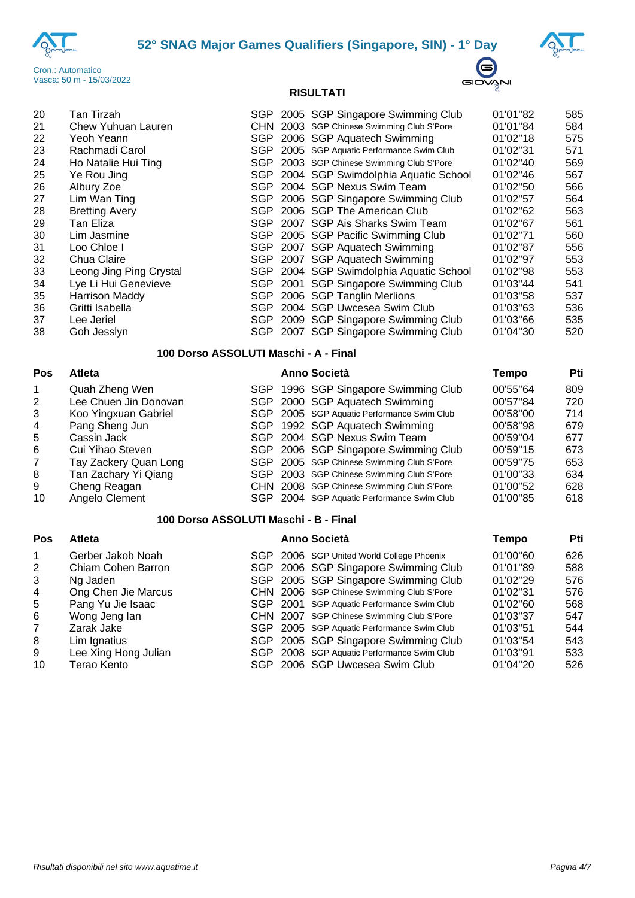# 52° SNAG Major Games Qualifiers (Singapore, SIN) - 1° Day

Cron.: Automatico
Vasca: 50 m - 15/03/2022

**RISULTATI**

| | | | | | | |
|---|---|---|---|---|---|---|
| 20 | Tan Tirzah | SGP | 2005 | SGP Singapore Swimming Club | 01'01"82 | 585 |
| 21 | Chew Yuhuan Lauren | CHN | 2003 | SGP Chinese Swimming Club S'Pore | 01'01"84 | 584 |
| 22 | Yeoh Yeann | SGP | 2006 | SGP Aquatech Swimming | 01'02"18 | 575 |
| 23 | Rachmadi Carol | SGP | 2005 | SGP Aquatic Performance Swim Club | 01'02"31 | 571 |
| 24 | Ho Natalie Hui Ting | SGP | 2003 | SGP Chinese Swimming Club S'Pore | 01'02"40 | 569 |
| 25 | Ye Rou Jing | SGP | 2004 | SGP Swimdolphia Aquatic School | 01'02"46 | 567 |
| 26 | Albury Zoe | SGP | 2004 | SGP Nexus Swim Team | 01'02"50 | 566 |
| 27 | Lim Wan Ting | SGP | 2006 | SGP Singapore Swimming Club | 01'02"57 | 564 |
| 28 | Bretting Avery | SGP | 2006 | SGP The American Club | 01'02"62 | 563 |
| 29 | Tan Eliza | SGP | 2007 | SGP Ais Sharks Swim Team | 01'02"67 | 561 |
| 30 | Lim Jasmine | SGP | 2005 | SGP Pacific Swimming Club | 01'02"71 | 560 |
| 31 | Loo Chloe I | SGP | 2007 | SGP Aquatech Swimming | 01'02"87 | 556 |
| 32 | Chua Claire | SGP | 2007 | SGP Aquatech Swimming | 01'02"97 | 553 |
| 33 | Leong Jing Ping Crystal | SGP | 2004 | SGP Swimdolphia Aquatic School | 01'02"98 | 553 |
| 34 | Lye Li Hui Genevieve | SGP | 2001 | SGP Singapore Swimming Club | 01'03"44 | 541 |
| 35 | Harrison Maddy | SGP | 2006 | SGP Tanglin Merlions | 01'03"58 | 537 |
| 36 | Gritti Isabella | SGP | 2004 | SGP Uwcesea Swim Club | 01'03"63 | 536 |
| 37 | Lee Jeriel | SGP | 2009 | SGP Singapore Swimming Club | 01'03"66 | 535 |
| 38 | Goh Jesslyn | SGP | 2007 | SGP Singapore Swimming Club | 01'04"30 | 520 |

## 100 Dorso ASSOLUTI Maschi - A - Final

| Pos | Atleta | | Anno | Società | Tempo | Pti |
|---|---|---|---|---|---|---|
| 1 | Quah Zheng Wen | SGP | 1996 | SGP Singapore Swimming Club | 00'55"64 | 809 |
| 2 | Lee Chuen Jin Donovan | SGP | 2000 | SGP Aquatech Swimming | 00'57"84 | 720 |
| 3 | Koo Yingxuan Gabriel | SGP | 2005 | SGP Aquatic Performance Swim Club | 00'58"00 | 714 |
| 4 | Pang Sheng Jun | SGP | 1992 | SGP Aquatech Swimming | 00'58"98 | 679 |
| 5 | Cassin Jack | SGP | 2004 | SGP Nexus Swim Team | 00'59"04 | 677 |
| 6 | Cui Yihao Steven | SGP | 2006 | SGP Singapore Swimming Club | 00'59"15 | 673 |
| 7 | Tay Zackery Quan Long | SGP | 2005 | SGP Chinese Swimming Club S'Pore | 00'59"75 | 653 |
| 8 | Tan Zachary Yi Qiang | SGP | 2003 | SGP Chinese Swimming Club S'Pore | 01'00"33 | 634 |
| 9 | Cheng Reagan | CHN | 2008 | SGP Chinese Swimming Club S'Pore | 01'00"52 | 628 |
| 10 | Angelo Clement | SGP | 2004 | SGP Aquatic Performance Swim Club | 01'00"85 | 618 |

## 100 Dorso ASSOLUTI Maschi - B - Final

| Pos | Atleta | | Anno | Società | Tempo | Pti |
|---|---|---|---|---|---|---|
| 1 | Gerber Jakob Noah | SGP | 2006 | SGP United World College Phoenix | 01'00"60 | 626 |
| 2 | Chiam Cohen Barron | SGP | 2006 | SGP Singapore Swimming Club | 01'01"89 | 588 |
| 3 | Ng Jaden | SGP | 2005 | SGP Singapore Swimming Club | 01'02"29 | 576 |
| 4 | Ong Chen Jie Marcus | CHN | 2006 | SGP Chinese Swimming Club S'Pore | 01'02"31 | 576 |
| 5 | Pang Yu Jie Isaac | SGP | 2001 | SGP Aquatic Performance Swim Club | 01'02"60 | 568 |
| 6 | Wong Jeng Ian | CHN | 2007 | SGP Chinese Swimming Club S'Pore | 01'03"37 | 547 |
| 7 | Zarak Jake | SGP | 2005 | SGP Aquatic Performance Swim Club | 01'03"51 | 544 |
| 8 | Lim Ignatius | SGP | 2005 | SGP Singapore Swimming Club | 01'03"54 | 543 |
| 9 | Lee Xing Hong Julian | SGP | 2008 | SGP Aquatic Performance Swim Club | 01'03"91 | 533 |
| 10 | Terao Kento | SGP | 2006 | SGP Uwcesea Swim Club | 01'04"20 | 526 |

*Risultati disponibili nel sito www.aquatime.it*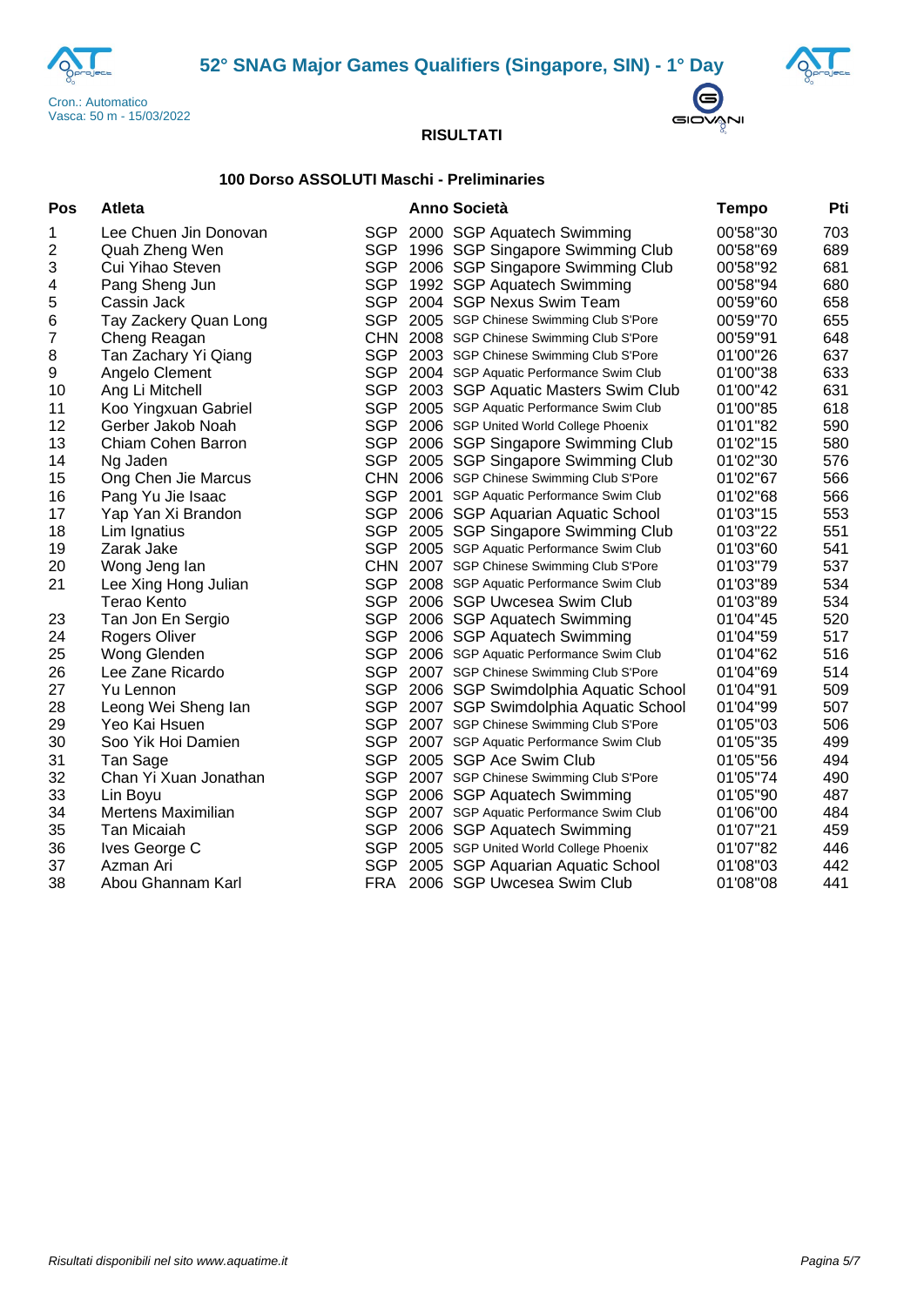# 52° SNAG Major Games Qualifiers (Singapore, SIN) - 1° Day

Cron.: Automatico
Vasca: 50 m - 15/03/2022

**RISULTATI**

### 100 Dorso ASSOLUTI Maschi - Preliminaries

| Pos | Atleta | | Anno | Società | Tempo | Pti |
|---|---|---|---|---|---|---|
| 1 | Lee Chuen Jin Donovan | SGP | 2000 | SGP Aquatech Swimming | 00'58"30 | 703 |
| 2 | Quah Zheng Wen | SGP | 1996 | SGP Singapore Swimming Club | 00'58"69 | 689 |
| 3 | Cui Yihao Steven | SGP | 2006 | SGP Singapore Swimming Club | 00'58"92 | 681 |
| 4 | Pang Sheng Jun | SGP | 1992 | SGP Aquatech Swimming | 00'58"94 | 680 |
| 5 | Cassin Jack | SGP | 2004 | SGP Nexus Swim Team | 00'59"60 | 658 |
| 6 | Tay Zackery Quan Long | SGP | 2005 | SGP Chinese Swimming Club S'Pore | 00'59"70 | 655 |
| 7 | Cheng Reagan | CHN | 2008 | SGP Chinese Swimming Club S'Pore | 00'59"91 | 648 |
| 8 | Tan Zachary Yi Qiang | SGP | 2003 | SGP Chinese Swimming Club S'Pore | 01'00"26 | 637 |
| 9 | Angelo Clement | SGP | 2004 | SGP Aquatic Performance Swim Club | 01'00"38 | 633 |
| 10 | Ang Li Mitchell | SGP | 2003 | SGP Aquatic Masters Swim Club | 01'00"42 | 631 |
| 11 | Koo Yingxuan Gabriel | SGP | 2005 | SGP Aquatic Performance Swim Club | 01'00"85 | 618 |
| 12 | Gerber Jakob Noah | SGP | 2006 | SGP United World College Phoenix | 01'01"82 | 590 |
| 13 | Chiam Cohen Barron | SGP | 2006 | SGP Singapore Swimming Club | 01'02"15 | 580 |
| 14 | Ng Jaden | SGP | 2005 | SGP Singapore Swimming Club | 01'02"30 | 576 |
| 15 | Ong Chen Jie Marcus | CHN | 2006 | SGP Chinese Swimming Club S'Pore | 01'02"67 | 566 |
| 16 | Pang Yu Jie Isaac | SGP | 2001 | SGP Aquatic Performance Swim Club | 01'02"68 | 566 |
| 17 | Yap Yan Xi Brandon | SGP | 2006 | SGP Aquarian Aquatic School | 01'03"15 | 553 |
| 18 | Lim Ignatius | SGP | 2005 | SGP Singapore Swimming Club | 01'03"22 | 551 |
| 19 | Zarak Jake | SGP | 2005 | SGP Aquatic Performance Swim Club | 01'03"60 | 541 |
| 20 | Wong Jeng Ian | CHN | 2007 | SGP Chinese Swimming Club S'Pore | 01'03"79 | 537 |
| 21 | Lee Xing Hong Julian | SGP | 2008 | SGP Aquatic Performance Swim Club | 01'03"89 | 534 |
| | Terao Kento | SGP | 2006 | SGP Uwcsea Swim Club | 01'03"89 | 534 |
| 23 | Tan Jon En Sergio | SGP | 2006 | SGP Aquatech Swimming | 01'04"45 | 520 |
| 24 | Rogers Oliver | SGP | 2006 | SGP Aquatech Swimming | 01'04"59 | 517 |
| 25 | Wong Glenden | SGP | 2006 | SGP Aquatic Performance Swim Club | 01'04"62 | 516 |
| 26 | Lee Zane Ricardo | SGP | 2007 | SGP Chinese Swimming Club S'Pore | 01'04"69 | 514 |
| 27 | Yu Lennon | SGP | 2006 | SGP Swimdolphia Aquatic School | 01'04"91 | 509 |
| 28 | Leong Wei Sheng Ian | SGP | 2007 | SGP Swimdolphia Aquatic School | 01'04"99 | 507 |
| 29 | Yeo Kai Hsuen | SGP | 2007 | SGP Chinese Swimming Club S'Pore | 01'05"03 | 506 |
| 30 | Soo Yik Hoi Damien | SGP | 2007 | SGP Aquatic Performance Swim Club | 01'05"35 | 499 |
| 31 | Tan Sage | SGP | 2005 | SGP Ace Swim Club | 01'05"56 | 494 |
| 32 | Chan Yi Xuan Jonathan | SGP | 2007 | SGP Chinese Swimming Club S'Pore | 01'05"74 | 490 |
| 33 | Lin Boyu | SGP | 2006 | SGP Aquatech Swimming | 01'05"90 | 487 |
| 34 | Mertens Maximilian | SGP | 2007 | SGP Aquatic Performance Swim Club | 01'06"00 | 484 |
| 35 | Tan Micaiah | SGP | 2006 | SGP Aquatech Swimming | 01'07"21 | 459 |
| 36 | Ives George C | SGP | 2005 | SGP United World College Phoenix | 01'07"82 | 446 |
| 37 | Azman Ari | SGP | 2005 | SGP Aquarian Aquatic School | 01'08"03 | 442 |
| 38 | Abou Ghannam Karl | FRA | 2006 | SGP Uwcsea Swim Club | 01'08"08 | 441 |

*Risultati disponibili nel sito www.aquatime.it*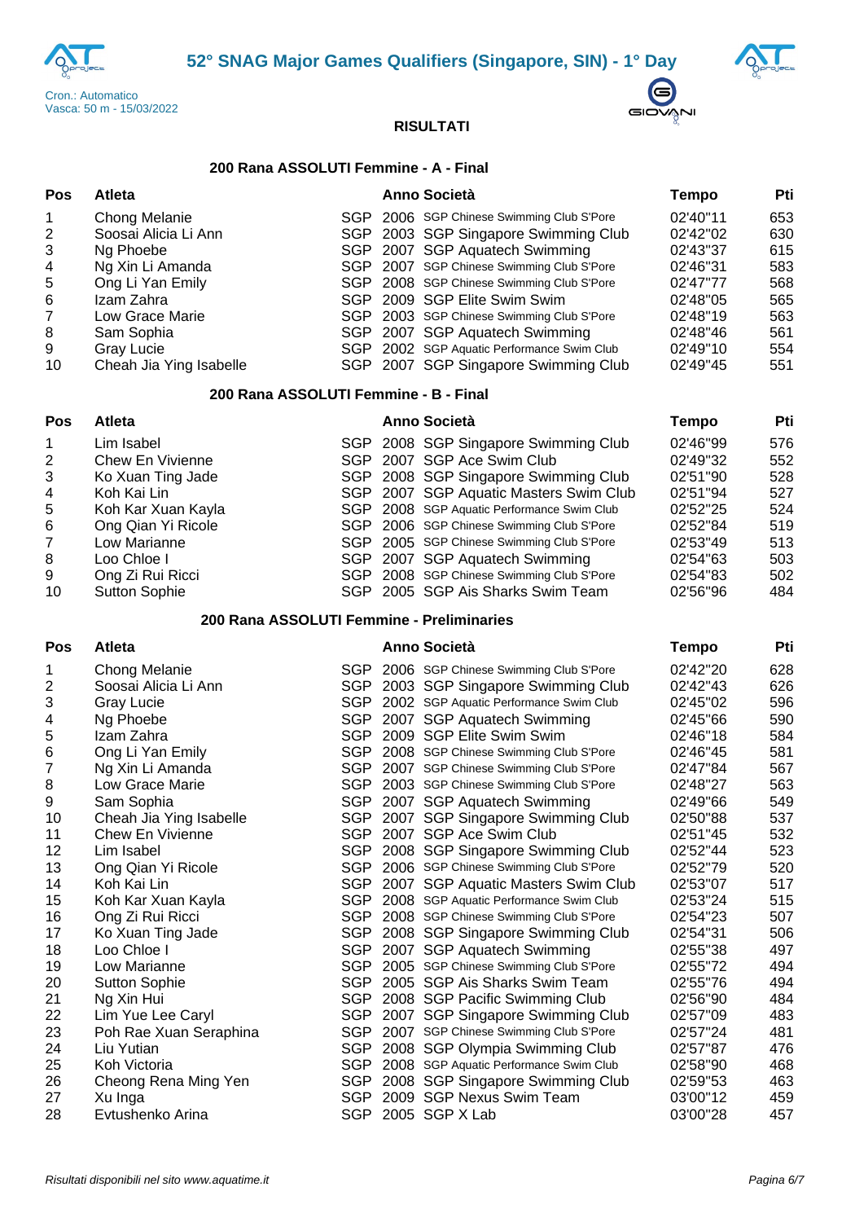# 52° SNAG Major Games Qualifiers (Singapore, SIN) - 1° Day

Cron.: Automatico
Vasca: 50 m - 15/03/2022

**RISULTATI**

## 200 Rana ASSOLUTI Femmine - A - Final

| Pos | Atleta | | Anno | Società | Tempo | Pti |
|---|---|---|---|---|---|---|
| 1 | Chong Melanie | SGP | 2006 | SGP Chinese Swimming Club S'Pore | 02'40"11 | 653 |
| 2 | Soosai Alicia Li Ann | SGP | 2003 | SGP Singapore Swimming Club | 02'42"02 | 630 |
| 3 | Ng Phoebe | SGP | 2007 | SGP Aquatech Swimming | 02'43"37 | 615 |
| 4 | Ng Xin Li Amanda | SGP | 2007 | SGP Chinese Swimming Club S'Pore | 02'46"31 | 583 |
| 5 | Ong Li Yan Emily | SGP | 2008 | SGP Chinese Swimming Club S'Pore | 02'47"77 | 568 |
| 6 | Izam Zahra | SGP | 2009 | SGP Elite Swim Swim | 02'48"05 | 565 |
| 7 | Low Grace Marie | SGP | 2003 | SGP Chinese Swimming Club S'Pore | 02'48"19 | 563 |
| 8 | Sam Sophia | SGP | 2007 | SGP Aquatech Swimming | 02'48"46 | 561 |
| 9 | Gray Lucie | SGP | 2002 | SGP Aquatic Performance Swim Club | 02'49"10 | 554 |
| 10 | Cheah Jia Ying Isabelle | SGP | 2007 | SGP Singapore Swimming Club | 02'49"45 | 551 |

## 200 Rana ASSOLUTI Femmine - B - Final

| Pos | Atleta | | Anno | Società | Tempo | Pti |
|---|---|---|---|---|---|---|
| 1 | Lim Isabel | SGP | 2008 | SGP Singapore Swimming Club | 02'46"99 | 576 |
| 2 | Chew En Vivienne | SGP | 2007 | SGP Ace Swim Club | 02'49"32 | 552 |
| 3 | Ko Xuan Ting Jade | SGP | 2008 | SGP Singapore Swimming Club | 02'51"90 | 528 |
| 4 | Koh Kai Lin | SGP | 2007 | SGP Aquatic Masters Swim Club | 02'51"94 | 527 |
| 5 | Koh Kar Xuan Kayla | SGP | 2008 | SGP Aquatic Performance Swim Club | 02'52"25 | 524 |
| 6 | Ong Qian Yi Ricole | SGP | 2006 | SGP Chinese Swimming Club S'Pore | 02'52"84 | 519 |
| 7 | Low Marianne | SGP | 2005 | SGP Chinese Swimming Club S'Pore | 02'53"49 | 513 |
| 8 | Loo Chloe I | SGP | 2007 | SGP Aquatech Swimming | 02'54"63 | 503 |
| 9 | Ong Zi Rui Ricci | SGP | 2008 | SGP Chinese Swimming Club S'Pore | 02'54"83 | 502 |
| 10 | Sutton Sophie | SGP | 2005 | SGP Ais Sharks Swim Team | 02'56"96 | 484 |

## 200 Rana ASSOLUTI Femmine - Preliminaries

| Pos | Atleta | | Anno | Società | Tempo | Pti |
|---|---|---|---|---|---|---|
| 1 | Chong Melanie | SGP | 2006 | SGP Chinese Swimming Club S'Pore | 02'42"20 | 628 |
| 2 | Soosai Alicia Li Ann | SGP | 2003 | SGP Singapore Swimming Club | 02'42"43 | 626 |
| 3 | Gray Lucie | SGP | 2002 | SGP Aquatic Performance Swim Club | 02'45"02 | 596 |
| 4 | Ng Phoebe | SGP | 2007 | SGP Aquatech Swimming | 02'45"66 | 590 |
| 5 | Izam Zahra | SGP | 2009 | SGP Elite Swim Swim | 02'46"18 | 584 |
| 6 | Ong Li Yan Emily | SGP | 2008 | SGP Chinese Swimming Club S'Pore | 02'46"45 | 581 |
| 7 | Ng Xin Li Amanda | SGP | 2007 | SGP Chinese Swimming Club S'Pore | 02'47"84 | 567 |
| 8 | Low Grace Marie | SGP | 2003 | SGP Chinese Swimming Club S'Pore | 02'48"27 | 563 |
| 9 | Sam Sophia | SGP | 2007 | SGP Aquatech Swimming | 02'49"66 | 549 |
| 10 | Cheah Jia Ying Isabelle | SGP | 2007 | SGP Singapore Swimming Club | 02'50"88 | 537 |
| 11 | Chew En Vivienne | SGP | 2007 | SGP Ace Swim Club | 02'51"45 | 532 |
| 12 | Lim Isabel | SGP | 2008 | SGP Singapore Swimming Club | 02'52"44 | 523 |
| 13 | Ong Qian Yi Ricole | SGP | 2006 | SGP Chinese Swimming Club S'Pore | 02'52"79 | 520 |
| 14 | Koh Kai Lin | SGP | 2007 | SGP Aquatic Masters Swim Club | 02'53"07 | 517 |
| 15 | Koh Kar Xuan Kayla | SGP | 2008 | SGP Aquatic Performance Swim Club | 02'53"24 | 515 |
| 16 | Ong Zi Rui Ricci | SGP | 2008 | SGP Chinese Swimming Club S'Pore | 02'54"23 | 507 |
| 17 | Ko Xuan Ting Jade | SGP | 2008 | SGP Singapore Swimming Club | 02'54"31 | 506 |
| 18 | Loo Chloe I | SGP | 2007 | SGP Aquatech Swimming | 02'55"38 | 497 |
| 19 | Low Marianne | SGP | 2005 | SGP Chinese Swimming Club S'Pore | 02'55"72 | 494 |
| 20 | Sutton Sophie | SGP | 2005 | SGP Ais Sharks Swim Team | 02'55"76 | 494 |
| 21 | Ng Xin Hui | SGP | 2008 | SGP Pacific Swimming Club | 02'56"90 | 484 |
| 22 | Lim Yue Lee Caryl | SGP | 2007 | SGP Singapore Swimming Club | 02'57"09 | 483 |
| 23 | Poh Rae Xuan Seraphina | SGP | 2007 | SGP Chinese Swimming Club S'Pore | 02'57"24 | 481 |
| 24 | Liu Yutian | SGP | 2008 | SGP Olympia Swimming Club | 02'57"87 | 476 |
| 25 | Koh Victoria | SGP | 2008 | SGP Aquatic Performance Swim Club | 02'58"90 | 468 |
| 26 | Cheong Rena Ming Yen | SGP | 2008 | SGP Singapore Swimming Club | 02'59"53 | 463 |
| 27 | Xu Inga | SGP | 2009 | SGP Nexus Swim Team | 03'00"12 | 459 |
| 28 | Evtushenko Arina | SGP | 2005 | SGP X Lab | 03'00"28 | 457 |

*Risultati disponibili nel sito www.aquatime.it*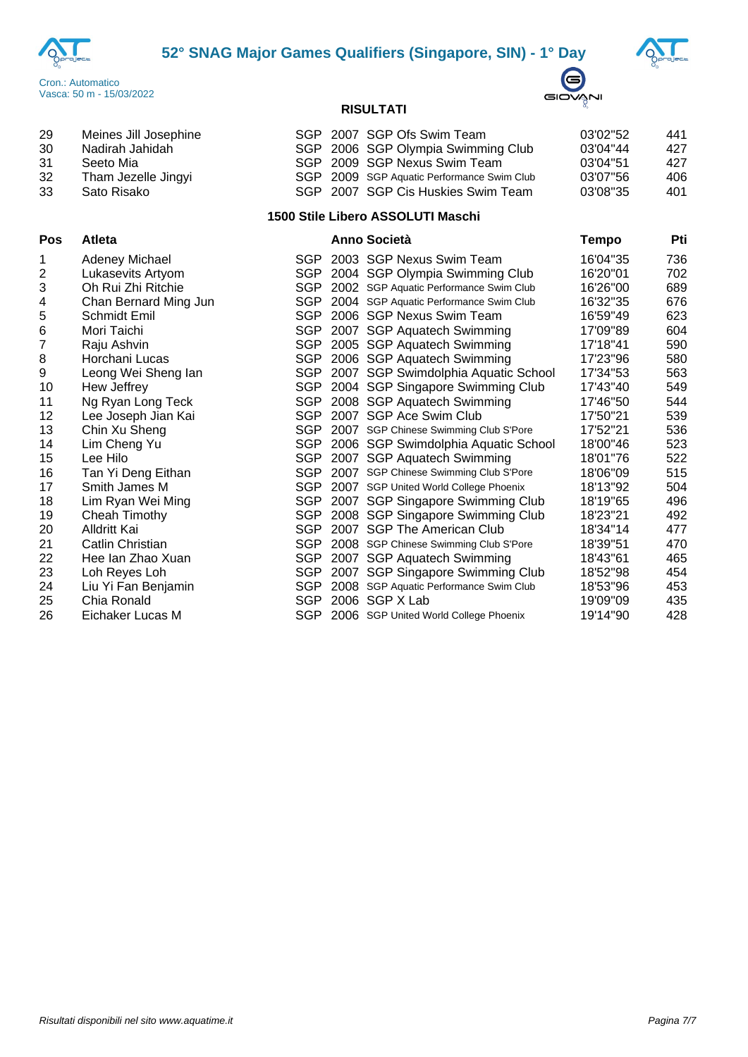## RISULTATI

| | | | | | | |
|---|---|---|---|---|---|---|
| 29 | Meines Jill Josephine | SGP | 2007 | SGP Ofs Swim Team | 03'02"52 | 441 |
| 30 | Nadirah Jahidah | SGP | 2006 | SGP Olympia Swimming Club | 03'04"44 | 427 |
| 31 | Seeto Mia | SGP | 2009 | SGP Nexus Swim Team | 03'04"51 | 427 |
| 32 | Tham Jezelle Jingyi | SGP | 2009 | SGP Aquatic Performance Swim Club | 03'07"56 | 406 |
| 33 | Sato Risako | SGP | 2007 | SGP Cis Huskies Swim Team | 03'08"35 | 401 |

### 1500 Stile Libero ASSOLUTI Maschi

| Pos | Atleta | | Anno | Società | Tempo | Pti |
|---|---|---|---|---|---|---|
| 1 | Adeney Michael | SGP | 2003 | SGP Nexus Swim Team | 16'04"35 | 736 |
| 2 | Lukasevits Artyom | SGP | 2004 | SGP Olympia Swimming Club | 16'20"01 | 702 |
| 3 | Oh Rui Zhi Ritchie | SGP | 2002 | SGP Aquatic Performance Swim Club | 16'26"00 | 689 |
| 4 | Chan Bernard Ming Jun | SGP | 2004 | SGP Aquatic Performance Swim Club | 16'32"35 | 676 |
| 5 | Schmidt Emil | SGP | 2006 | SGP Nexus Swim Team | 16'59"49 | 623 |
| 6 | Mori Taichi | SGP | 2007 | SGP Aquatech Swimming | 17'09"89 | 604 |
| 7 | Raju Ashvin | SGP | 2005 | SGP Aquatech Swimming | 17'18"41 | 590 |
| 8 | Horchani Lucas | SGP | 2006 | SGP Aquatech Swimming | 17'23"96 | 580 |
| 9 | Leong Wei Sheng Ian | SGP | 2007 | SGP Swimdolphia Aquatic School | 17'34"53 | 563 |
| 10 | Hew Jeffrey | SGP | 2004 | SGP Singapore Swimming Club | 17'43"40 | 549 |
| 11 | Ng Ryan Long Teck | SGP | 2008 | SGP Aquatech Swimming | 17'46"50 | 544 |
| 12 | Lee Joseph Jian Kai | SGP | 2007 | SGP Ace Swim Club | 17'50"21 | 539 |
| 13 | Chin Xu Sheng | SGP | 2007 | SGP Chinese Swimming Club S'Pore | 17'52"21 | 536 |
| 14 | Lim Cheng Yu | SGP | 2006 | SGP Swimdolphia Aquatic School | 18'00"46 | 523 |
| 15 | Lee Hilo | SGP | 2007 | SGP Aquatech Swimming | 18'01"76 | 522 |
| 16 | Tan Yi Deng Eithan | SGP | 2007 | SGP Chinese Swimming Club S'Pore | 18'06"09 | 515 |
| 17 | Smith James M | SGP | 2007 | SGP United World College Phoenix | 18'13"92 | 504 |
| 18 | Lim Ryan Wei Ming | SGP | 2007 | SGP Singapore Swimming Club | 18'19"65 | 496 |
| 19 | Cheah Timothy | SGP | 2008 | SGP Singapore Swimming Club | 18'23"21 | 492 |
| 20 | Alldritt Kai | SGP | 2007 | SGP The American Club | 18'34"14 | 477 |
| 21 | Catlin Christian | SGP | 2008 | SGP Chinese Swimming Club S'Pore | 18'39"51 | 470 |
| 22 | Hee Ian Zhao Xuan | SGP | 2007 | SGP Aquatech Swimming | 18'43"61 | 465 |
| 23 | Loh Reyes Loh | SGP | 2007 | SGP Singapore Swimming Club | 18'52"98 | 454 |
| 24 | Liu Yi Fan Benjamin | SGP | 2008 | SGP Aquatic Performance Swim Club | 18'53"96 | 453 |
| 25 | Chia Ronald | SGP | 2006 | SGP X Lab | 19'09"09 | 435 |
| 26 | Eichaker Lucas M | SGP | 2006 | SGP United World College Phoenix | 19'14"90 | 428 |